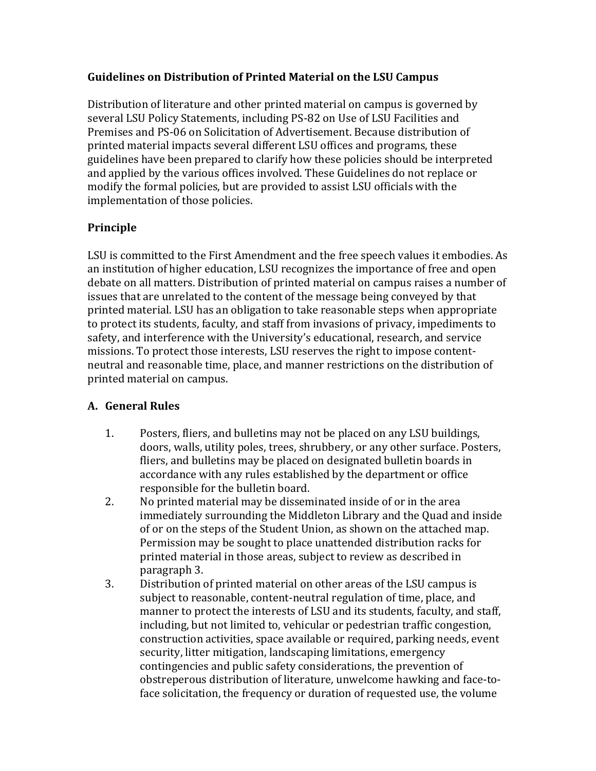## Guidelines on Distribution of Printed Material on the LSU Campus

Distribution of literature and other printed material on campus is governed by several LSU Policy Statements, including PS-82 on Use of LSU Facilities and Premises and PS-06 on Solicitation of Advertisement. Because distribution of printed material impacts several different LSU offices and programs, these guidelines have been prepared to clarify how these policies should be interpreted and applied by the various offices involved. These Guidelines do not replace or modify the formal policies, but are provided to assist LSU officials with the implementation of those policies.

## Principle

LSU is committed to the First Amendment and the free speech values it embodies. As an institution of higher education, LSU recognizes the importance of free and open debate on all matters. Distribution of printed material on campus raises a number of issues that are unrelated to the content of the message being conveyed by that printed material. LSU has an obligation to take reasonable steps when appropriate to protect its students, faculty, and staff from invasions of privacy, impediments to safety, and interference with the University's educational, research, and service missions. To protect those interests, LSU reserves the right to impose content-neutral and reasonable time, place, and manner restrictions on the distribution of printed material on campus.

## A. General Rules

1. Posters, fliers, and bulletins may not be placed on any LSU buildings, doors, walls, utility poles, trees, shrubbery, or any other surface. Posters, fliers, and bulletins may be placed on designated bulletin boards in accordance with any rules established by the department or office responsible for the bulletin board.
2. No printed material may be disseminated inside of or in the area immediately surrounding the Middleton Library and the Quad and inside of or on the steps of the Student Union, as shown on the attached map. Permission may be sought to place unattended distribution racks for printed material in those areas, subject to review as described in paragraph 3.
3. Distribution of printed material on other areas of the LSU campus is subject to reasonable, content-neutral regulation of time, place, and manner to protect the interests of LSU and its students, faculty, and staff, including, but not limited to, vehicular or pedestrian traffic congestion, construction activities, space available or required, parking needs, event security, litter mitigation, landscaping limitations, emergency contingencies and public safety considerations, the prevention of obstreperous distribution of literature, unwelcome hawking and face-to-face solicitation, the frequency or duration of requested use, the volume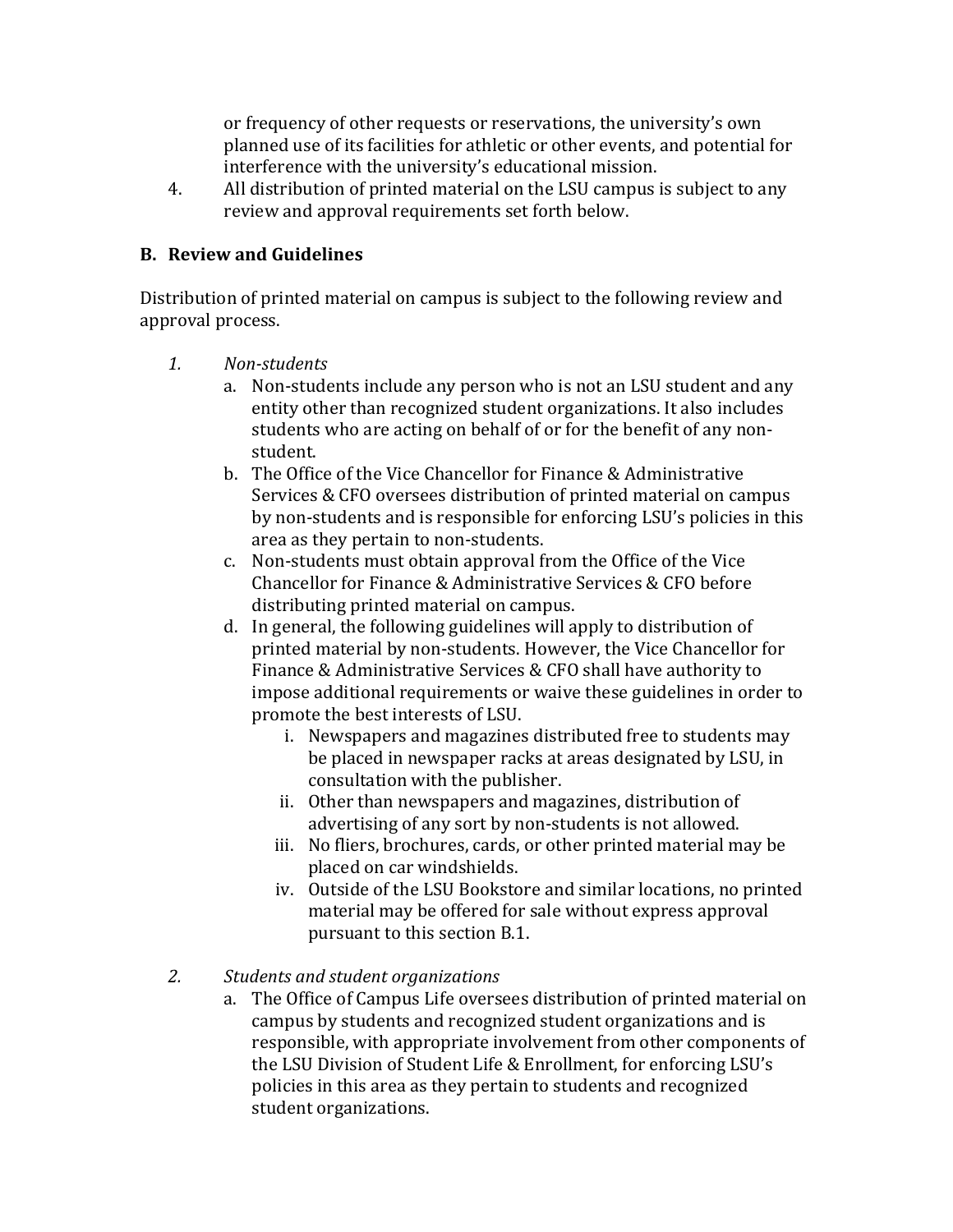or frequency of other requests or reservations, the university's own planned use of its facilities for athletic or other events, and potential for interference with the university's educational mission.

4. All distribution of printed material on the LSU campus is subject to any review and approval requirements set forth below.

## B. Review and Guidelines

Distribution of printed material on campus is subject to the following review and approval process.

1. *Non-students*
   a. Non-students include any person who is not an LSU student and any entity other than recognized student organizations. It also includes students who are acting on behalf of or for the benefit of any non-student.
   b. The Office of the Vice Chancellor for Finance & Administrative Services & CFO oversees distribution of printed material on campus by non-students and is responsible for enforcing LSU's policies in this area as they pertain to non-students.
   c. Non-students must obtain approval from the Office of the Vice Chancellor for Finance & Administrative Services & CFO before distributing printed material on campus.
   d. In general, the following guidelines will apply to distribution of printed material by non-students. However, the Vice Chancellor for Finance & Administrative Services & CFO shall have authority to impose additional requirements or waive these guidelines in order to promote the best interests of LSU.
      i. Newspapers and magazines distributed free to students may be placed in newspaper racks at areas designated by LSU, in consultation with the publisher.
      ii. Other than newspapers and magazines, distribution of advertising of any sort by non-students is not allowed.
      iii. No fliers, brochures, cards, or other printed material may be placed on car windshields.
      iv. Outside of the LSU Bookstore and similar locations, no printed material may be offered for sale without express approval pursuant to this section B.1.

2. *Students and student organizations*
   a. The Office of Campus Life oversees distribution of printed material on campus by students and recognized student organizations and is responsible, with appropriate involvement from other components of the LSU Division of Student Life & Enrollment, for enforcing LSU's policies in this area as they pertain to students and recognized student organizations.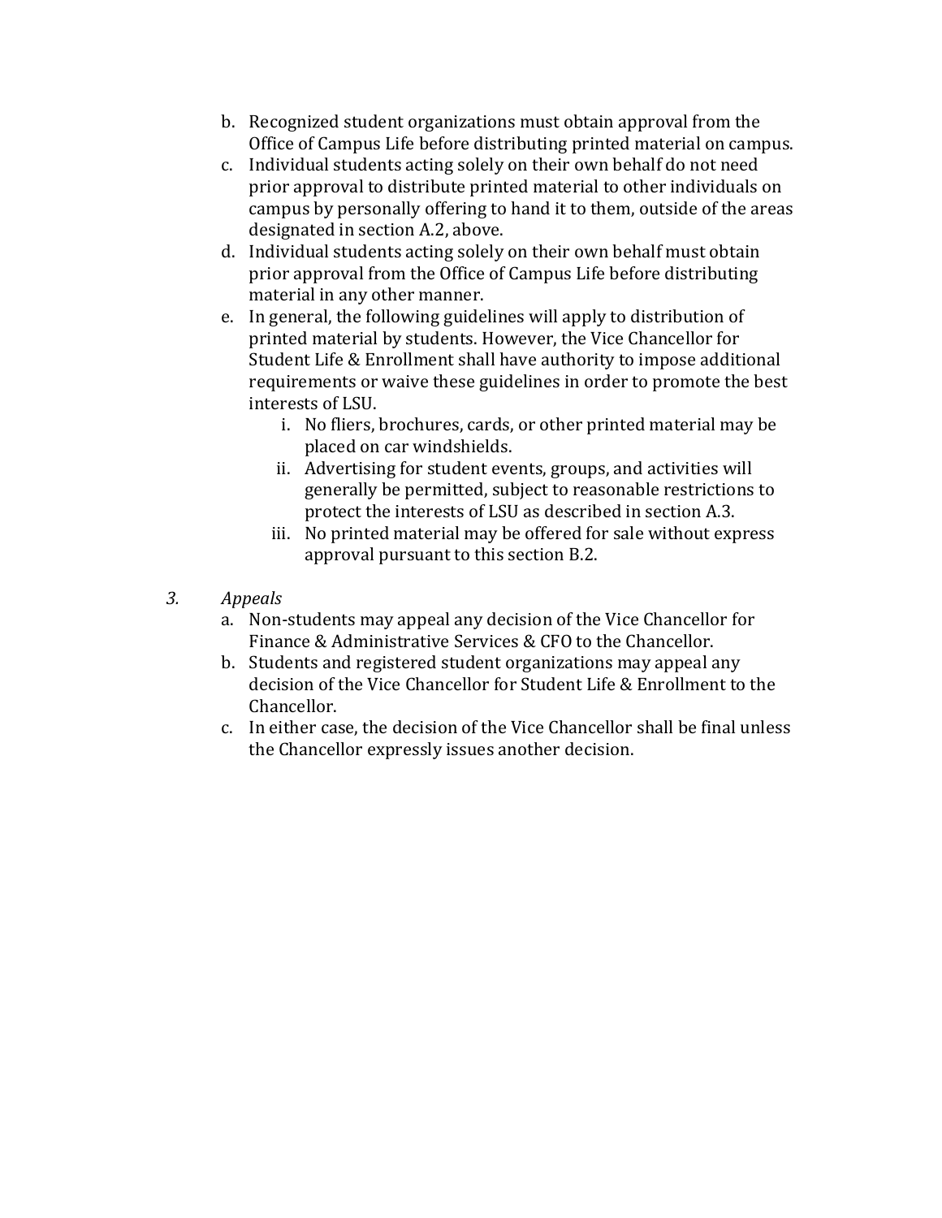b. Recognized student organizations must obtain approval from the Office of Campus Life before distributing printed material on campus.

c. Individual students acting solely on their own behalf do not need prior approval to distribute printed material to other individuals on campus by personally offering to hand it to them, outside of the areas designated in section A.2, above.

d. Individual students acting solely on their own behalf must obtain prior approval from the Office of Campus Life before distributing material in any other manner.

e. In general, the following guidelines will apply to distribution of printed material by students. However, the Vice Chancellor for Student Life & Enrollment shall have authority to impose additional requirements or waive these guidelines in order to promote the best interests of LSU.

   i. No fliers, brochures, cards, or other printed material may be placed on car windshields.

   ii. Advertising for student events, groups, and activities will generally be permitted, subject to reasonable restrictions to protect the interests of LSU as described in section A.3.

   iii. No printed material may be offered for sale without express approval pursuant to this section B.2.

3. *Appeals*

a. Non-students may appeal any decision of the Vice Chancellor for Finance & Administrative Services & CFO to the Chancellor.

b. Students and registered student organizations may appeal any decision of the Vice Chancellor for Student Life & Enrollment to the Chancellor.

c. In either case, the decision of the Vice Chancellor shall be final unless the Chancellor expressly issues another decision.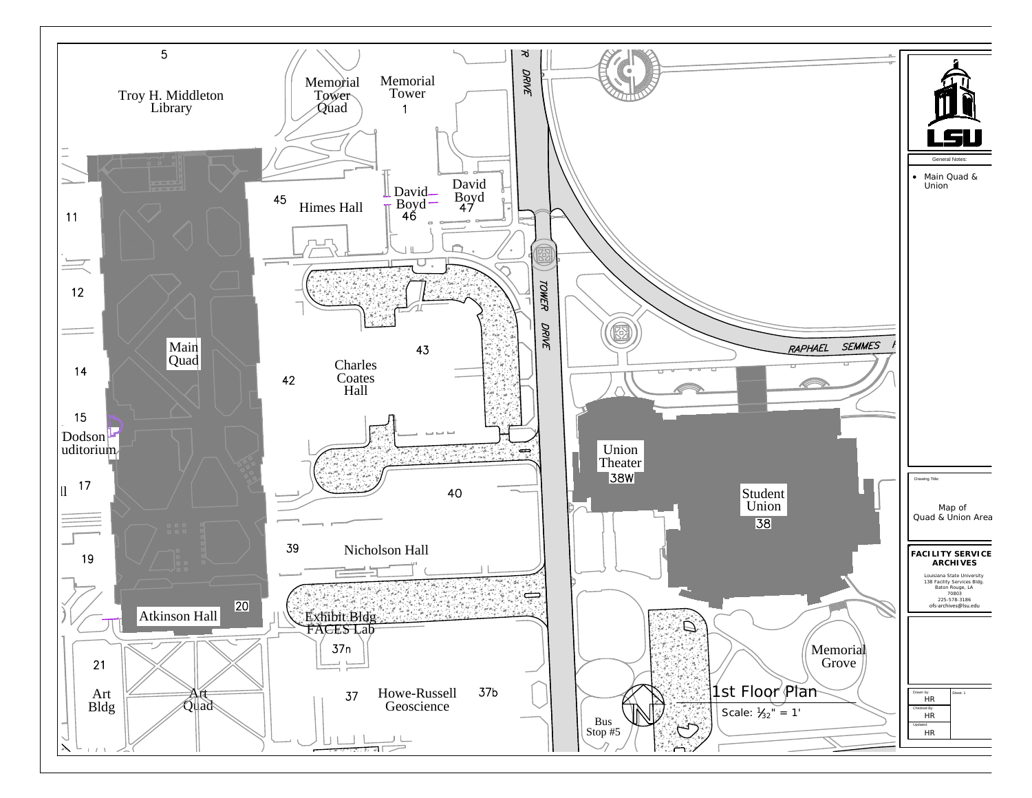5

Troy H. Middleton Library

Memorial Tower Quad

Memorial Tower

1

David Boyd 46

David Boyd 47

45 Himes Hall

11

12

Main Quad

14

15

Dodson Auditorium

17

19

20

Atkinson Hall

21

Art Bldg

Art Quad

42

43

Charles Coates Hall

40

39

Nicholson Hall

Exhibit Bldg FACES Lab

37n

37

Howe-Russell Geoscience

37b

TOWER DRIVE

RAPHAEL SEMMES

Union Theater 38W

Student Union 38

Memorial Grove

Bus Stop #5

1st Floor Plan

Scale: 1/32" = 1'

LSU

General Notes:

- Main Quad & Union

Drawing Title:

Map of Quad & Union Area

**FACILITY SERVICE ARCHIVES**

Louisiana State University
138 Facility Services Bldg.
Baton Rouge, LA
70803
225-578-3186
ofs-archives@lsu.edu

Drawn by: HR

Sheet: 1

Checked By: HR

Updated: HR